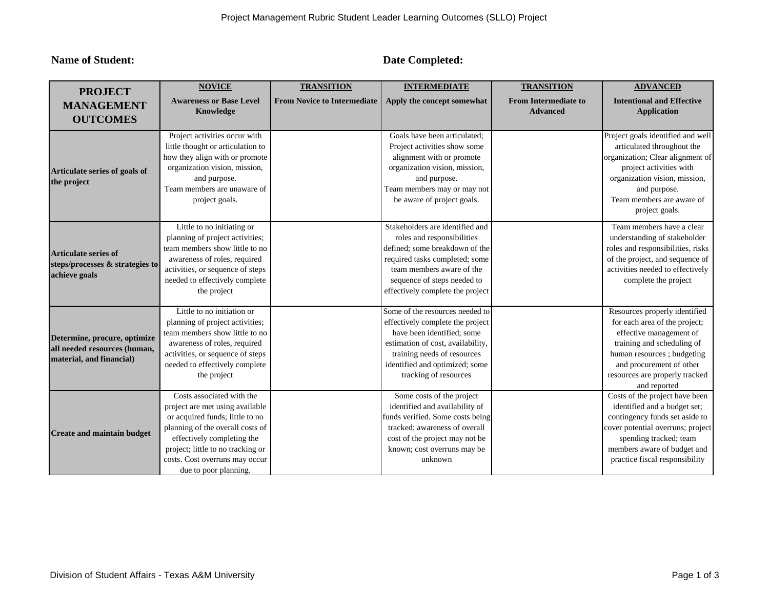**Name of Student:** **Date Completed:**

| PROJECT MANAGEMENT OUTCOMES | **NOVICE** Awareness or Base Level Knowledge | **TRANSITION** From Novice to Intermediate | **INTERMEDIATE** Apply the concept somewhat | **TRANSITION** From Intermediate to Advanced | **ADVANCED** Intentional and Effective Application |
|---|---|---|---|---|---|
| **Articulate series of goals of the project** | Project activities occur with little thought or articulation to how they align with or promote organization vision, mission, and purpose. Team members are unaware of project goals. | | Goals have been articulated; Project activities show some alignment with or promote organization vision, mission, and purpose. Team members may or may not be aware of project goals. | | Project goals identified and well articulated throughout the organization; Clear alignment of project activities with organization vision, mission, and purpose. Team members are aware of project goals. |
| **Articulate series of steps/processes & strategies to achieve goals** | Little to no initiating or planning of project activities; team members show little to no awareness of roles, required activities, or sequence of steps needed to effectively complete the project | | Stakeholders are identified and roles and responsibilities defined; some breakdown of the required tasks completed; some team members aware of the sequence of steps needed to effectively complete the project | | Team members have a clear understanding of stakeholder roles and responsibilities, risks of the project, and sequence of activities needed to effectively complete the project |
| **Determine, procure, optimize all needed resources (human, material, and financial)** | Little to no initiation or planning of project activities; team members show little to no awareness of roles, required activities, or sequence of steps needed to effectively complete the project | | Some of the resources needed to effectively complete the project have been identified; some estimation of cost, availability, training needs of resources identified and optimized; some tracking of resources | | Resources properly identified for each area of the project; effective management of training and scheduling of human resources ; budgeting and procurement of other resources are properly tracked and reported |
| **Create and maintain budget** | Costs associated with the project are met using available or acquired funds; little to no planning of the overall costs of effectively completing the project; little to no tracking or costs. Cost overruns may occur due to poor planning. | | Some costs of the project identified and availability of funds verified. Some costs being tracked; awareness of overall cost of the project may not be known; cost overruns may be unknown | | Costs of the project have been identified and a budget set; contingency funds set aside to cover potential overruns; project spending tracked; team members aware of budget and practice fiscal responsibility |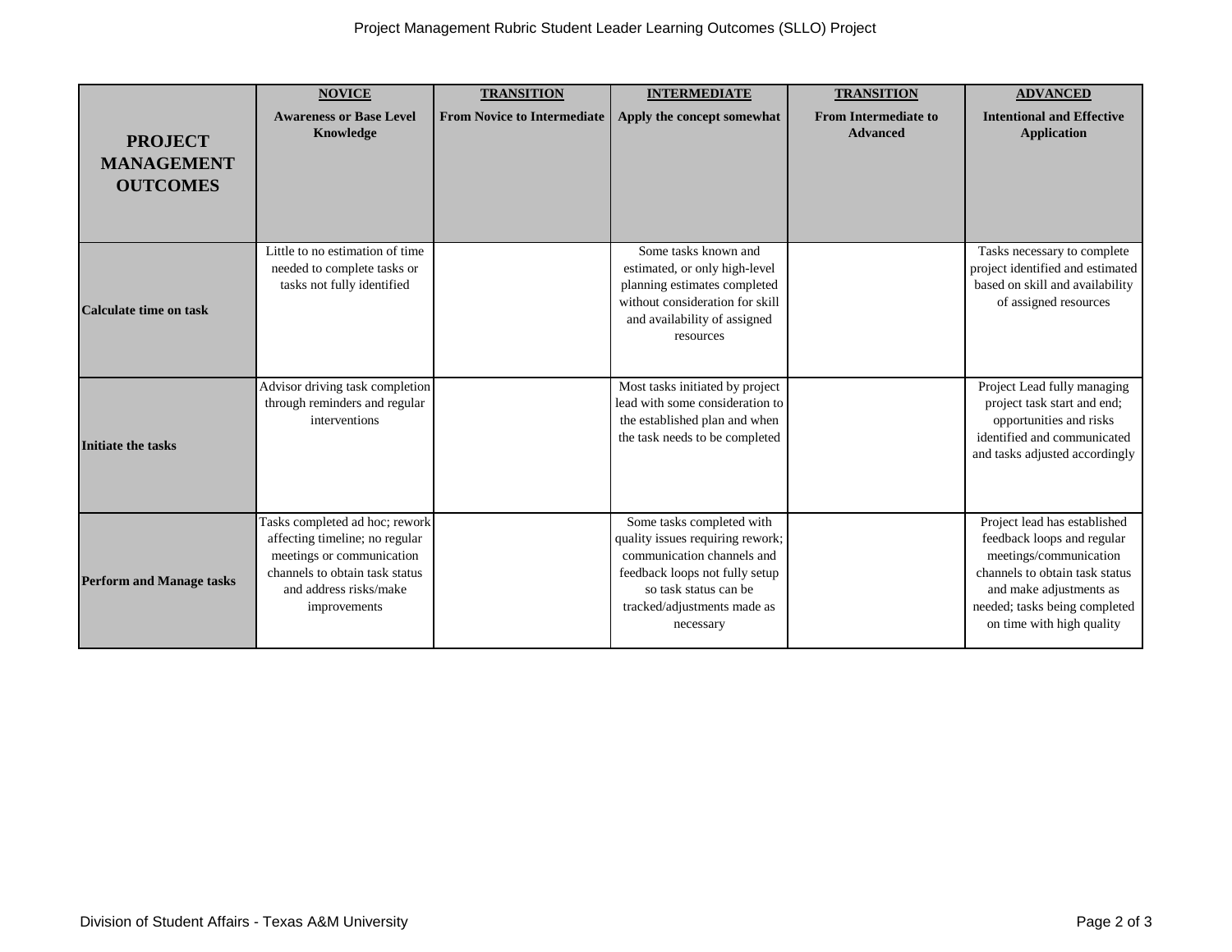| PROJECT MANAGEMENT OUTCOMES | **NOVICE**<br>**Awareness or Base Level Knowledge** | **TRANSITION**<br>**From Novice to Intermediate** | **INTERMEDIATE**<br>**Apply the concept somewhat** | **TRANSITION**<br>**From Intermediate to Advanced** | **ADVANCED**<br>**Intentional and Effective Application** |
|---|---|---|---|---|---|
| **Calculate time on task** | Little to no estimation of time needed to complete tasks or tasks not fully identified | | Some tasks known and estimated, or only high-level planning estimates completed without consideration for skill and availability of assigned resources | | Tasks necessary to complete project identified and estimated based on skill and availability of assigned resources |
| **Initiate the tasks** | Advisor driving task completion through reminders and regular interventions | | Most tasks initiated by project lead with some consideration to the established plan and when the task needs to be completed | | Project Lead fully managing project task start and end; opportunities and risks identified and communicated and tasks adjusted accordingly |
| **Perform and Manage tasks** | Tasks completed ad hoc; rework affecting timeline; no regular meetings or communication channels to obtain task status and address risks/make improvements | | Some tasks completed with quality issues requiring rework; communication channels and feedback loops not fully setup so task status can be tracked/adjustments made as necessary | | Project lead has established feedback loops and regular meetings/communication channels to obtain task status and make adjustments as needed; tasks being completed on time with high quality |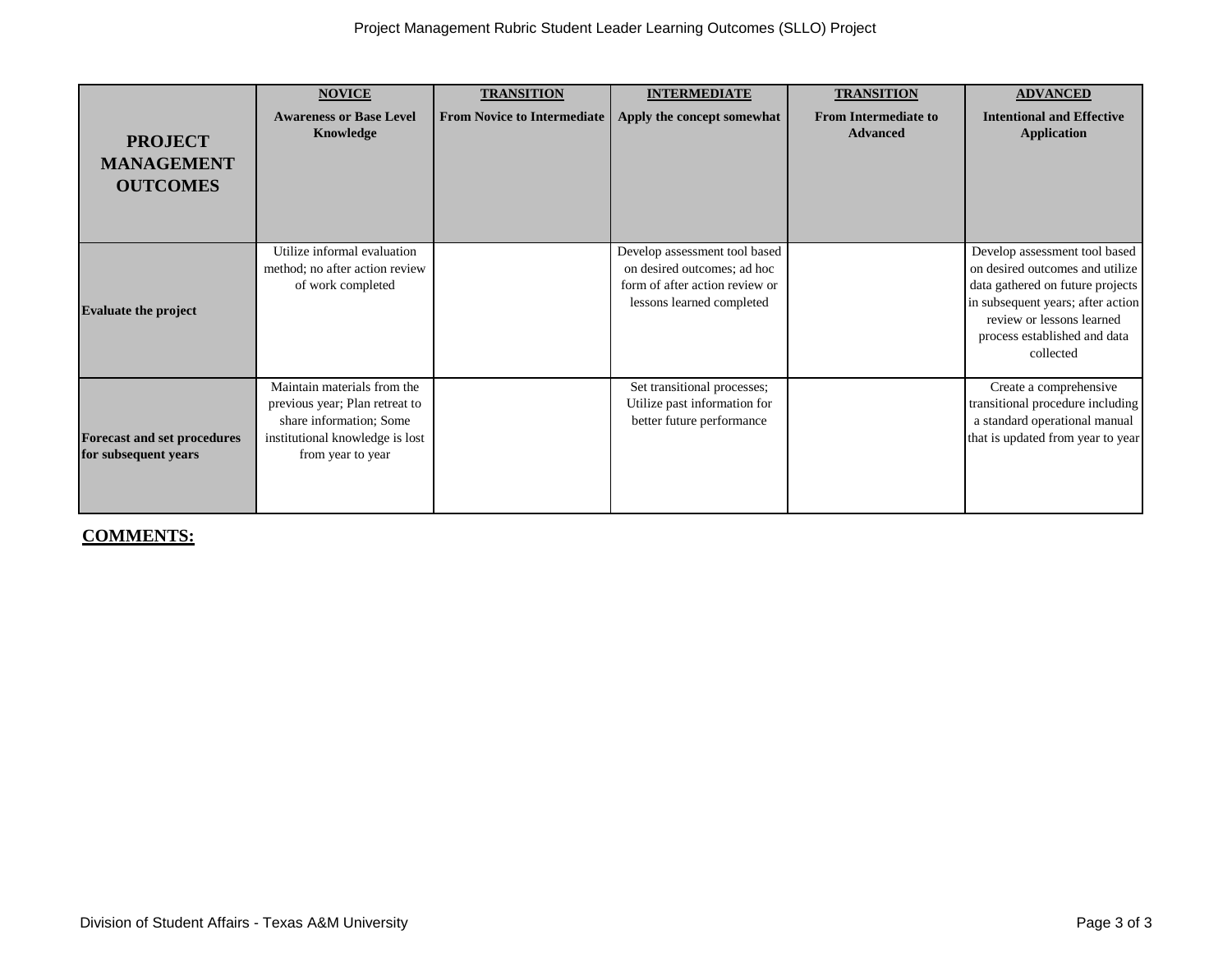| **PROJECT MANAGEMENT OUTCOMES** | **NOVICE**<br>**Awareness or Base Level Knowledge** | **TRANSITION**<br>**From Novice to Intermediate** | **INTERMEDIATE**<br>**Apply the concept somewhat** | **TRANSITION**<br>**From Intermediate to Advanced** | **ADVANCED**<br>**Intentional and Effective Application** |
|---|---|---|---|---|---|
| **Evaluate the project** | Utilize informal evaluation method; no after action review of work completed | | Develop assessment tool based on desired outcomes; ad hoc form of after action review or lessons learned completed | | Develop assessment tool based on desired outcomes and utilize data gathered on future projects in subsequent years; after action review or lessons learned process established and data collected |
| **Forecast and set procedures for subsequent years** | Maintain materials from the previous year; Plan retreat to share information; Some institutional knowledge is lost from year to year | | Set transitional processes; Utilize past information for better future performance | | Create a comprehensive transitional procedure including a standard operational manual that is updated from year to year |

**COMMENTS:**